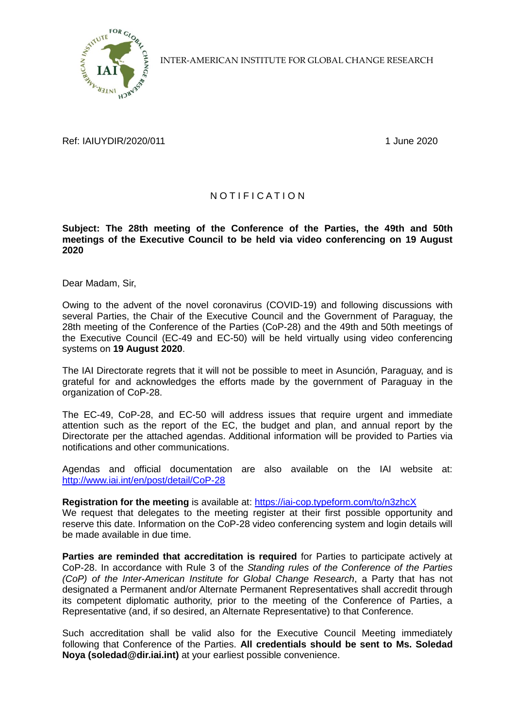INTER-AMERICAN INSTITUTE FOR GLOBAL CHANGE RESEARCH

Ref: IAIUYDIR/2020/011

1 June 2020

# NOTIFICATION

**Subject: The 28th meeting of the Conference of the Parties, the 49th and 50th meetings of the Executive Council to be held via video conferencing on 19 August 2020**

Dear Madam, Sir,

Owing to the advent of the novel coronavirus (COVID-19) and following discussions with several Parties, the Chair of the Executive Council and the Government of Paraguay, the 28th meeting of the Conference of the Parties (CoP-28) and the 49th and 50th meetings of the Executive Council (EC-49 and EC-50) will be held virtually using video conferencing systems on **19 August 2020**.

The IAI Directorate regrets that it will not be possible to meet in Asunción, Paraguay, and is grateful for and acknowledges the efforts made by the government of Paraguay in the organization of CoP-28.

The EC-49, CoP-28, and EC-50 will address issues that require urgent and immediate attention such as the report of the EC, the budget and plan, and annual report by the Directorate per the attached agendas. Additional information will be provided to Parties via notifications and other communications.

Agendas and official documentation are also available on the IAI website at: [http://www.iai.int/en/post/detail/CoP-28](http://www.iai.int/en/post/detail/CoP-28)

**Registration for the meeting** is available at: [https://iai-cop.typeform.com/to/n3zhcX](https://iai-cop.typeform.com/to/n3zhcX)
We request that delegates to the meeting register at their first possible opportunity and reserve this date. Information on the CoP-28 video conferencing system and login details will be made available in due time.

**Parties are reminded that accreditation is required** for Parties to participate actively at CoP-28. In accordance with Rule 3 of the *Standing rules of the Conference of the Parties (CoP) of the Inter-American Institute for Global Change Research*, a Party that has not designated a Permanent and/or Alternate Permanent Representatives shall accredit through its competent diplomatic authority, prior to the meeting of the Conference of Parties, a Representative (and, if so desired, an Alternate Representative) to that Conference.

Such accreditation shall be valid also for the Executive Council Meeting immediately following that Conference of the Parties. **All credentials should be sent to Ms. Soledad Noya (soledad@dir.iai.int)** at your earliest possible convenience.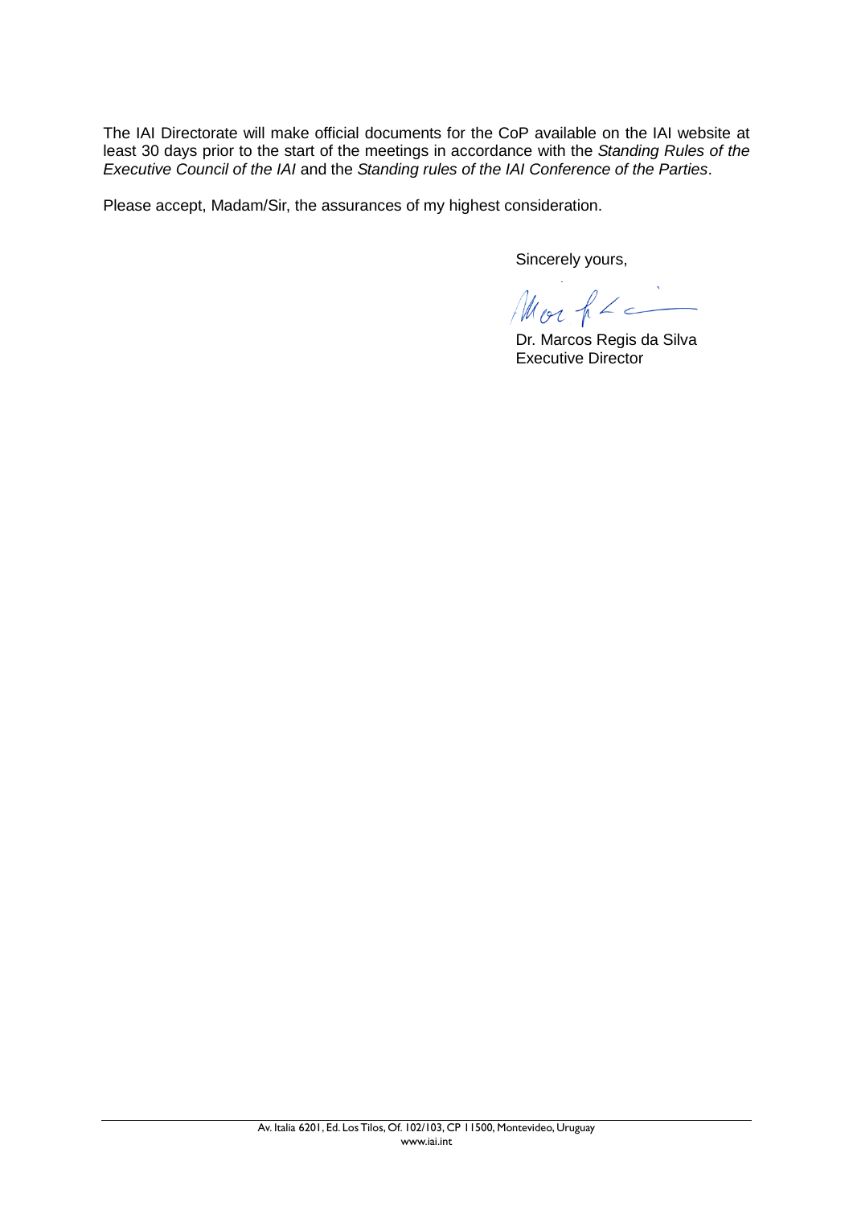The IAI Directorate will make official documents for the CoP available on the IAI website at least 30 days prior to the start of the meetings in accordance with the *Standing Rules of the Executive Council of the IAI* and the *Standing rules of the IAI Conference of the Parties*.

Please accept, Madam/Sir, the assurances of my highest consideration.

Sincerely yours,

Dr. Marcos Regis da Silva
Executive Director